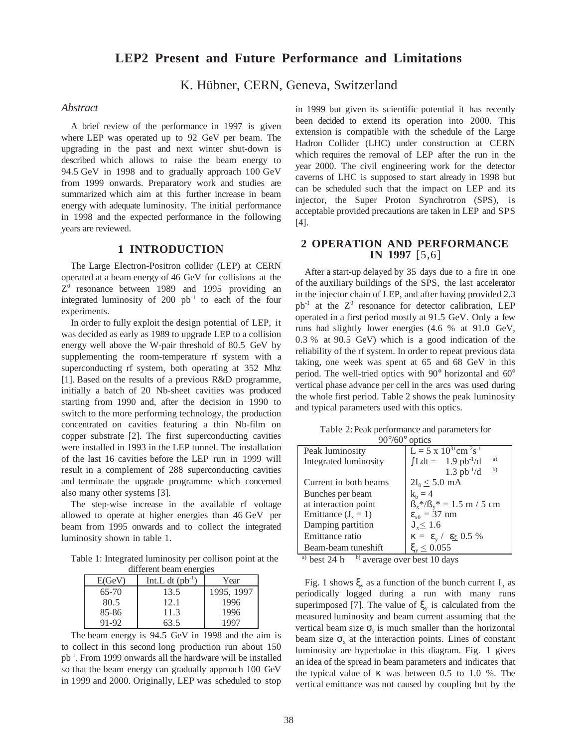# LEP2 Present and Future Performance and Limitations

K. Hübner, CERN, Geneva, Switzerland

## *Abstract*

A brief review of the performance in 1997 is given where LEP was operated up to 92 GeV per beam. The upgrading in the past and next winter shut-down is described which allows to raise the beam energy to 94.5 GeV in 1998 and to gradually approach 100 GeV from 1999 onwards. Preparatory work and studies are summarized which aim at this further increase in beam energy with adequate luminosity. The initial performance in 1998 and the expected performance in the following years are reviewed.

## 1 INTRODUCTION

The Large Electron-Positron collider (LEP) at CERN operated at a beam energy of 46 GeV for collisions at the $Z^0$ resonance between 1989 and 1995 providing an integrated luminosity of 200 $pb^{-1}$ to each of the four experiments.

In order to fully exploit the design potential of LEP, it was decided as early as 1989 to upgrade LEP to a collision energy well above the W-pair threshold of 80.5 GeV by supplementing the room-temperature rf system with a superconducting rf system, both operating at 352 Mhz [1]. Based on the results of a previous R&D programme, initially a batch of 20 Nb-sheet cavities was produced starting from 1990 and, after the decision in 1990 to switch to the more performing technology, the production concentrated on cavities featuring a thin Nb-film on copper substrate [2]. The first superconducting cavities were installed in 1993 in the LEP tunnel. The installation of the last 16 cavities before the LEP run in 1999 will result in a complement of 288 superconducting cavities and terminate the upgrade programme which concerned also many other systems [3].

The step-wise increase in the available rf voltage allowed to operate at higher energies than 46 GeV per beam from 1995 onwards and to collect the integrated luminosity shown in table 1.

Table 1: Integrated luminosity per collison point at the different beam energies

| E(GeV) | Int.L dt ($pb^{-1}$) | Year |
|---|---|---|
| 65-70 | 13.5 | 1995, 1997 |
| 80.5 | 12.1 | 1996 |
| 85-86 | 11.3 | 1996 |
| 91-92 | 63.5 | 1997 |

The beam energy is 94.5 GeV in 1998 and the aim is to collect in this second long production run about 150 $pb^{-1}$. From 1999 onwards all the hardware will be installed so that the beam energy can gradually approach 100 GeV in 1999 and 2000. Originally, LEP was scheduled to stop in 1999 but given its scientific potential it has recently been decided to extend its operation into 2000. This extension is compatible with the schedule of the Large Hadron Collider (LHC) under construction at CERN which requires the removal of LEP after the run in the year 2000. The civil engineering work for the detector caverns of LHC is supposed to start already in 1998 but can be scheduled such that the impact on LEP and its injector, the Super Proton Synchrotron (SPS), is acceptable provided precautions are taken in LEP and SPS [4].

## 2 OPERATION AND PERFORMANCE IN 1997 [5,6]

After a start-up delayed by 35 days due to a fire in one of the auxiliary buildings of the SPS, the last accelerator in the injector chain of LEP, and after having provided 2.3 $pb^{-1}$ at the $Z^0$ resonance for detector calibration, LEP operated in a first period mostly at 91.5 GeV. Only a few runs had slightly lower energies (4.6 % at 91.0 GeV, 0.3 % at 90.5 GeV) which is a good indication of the reliability of the rf system. In order to repeat previous data taking, one week was spent at 65 and 68 GeV in this period. The well-tried optics with 90° horizontal and 60° vertical phase advance per cell in the arcs was used during the whole first period. Table 2 shows the peak luminosity and typical parameters used with this optics.

Table 2: Peak performance and parameters for 90°/60° optics

| | |
|---|---|
| Peak luminosity | $L = 5 \times 10^{31} cm^{-2}s^{-1}$ |
| Integrated luminosity | $\int Ldt =$ 1.9 $pb^{-1}/d$ [a)] <br> 1.3 $pb^{-1}/d$ [b)] |
| Current in both beams | $2I_0 \leq 5.0$ mA |
| Bunches per beam | $k_b = 4$ |
| at interaction point | $\beta_x^*/\beta_y^* = 1.5$ m / 5 cm |
| Emittance ($J_x = 1$) | $\varepsilon_{x0} = 37$ nm |
| Damping partition | $J_x \leq 1.6$ |
| Emittance ratio | $\kappa = \varepsilon_y / \varepsilon_x \gtrsim 0.5$ % |
| Beam-beam tuneshift | $\xi_y \leq 0.055$ |

a) best 24 h   b) average over best 10 days

Fig. 1 shows $\xi_y$ as a function of the bunch current $I_b$ as periodically logged during a run with many runs superimposed [7]. The value of $\xi_y$ is calculated from the measured luminosity and beam current assuming that the vertical beam size $\sigma_y$ is much smaller than the horizontal beam size $\sigma_x$ at the interaction points. Lines of constant luminosity are hyperbolae in this diagram. Fig. 1 gives an idea of the spread in beam parameters and indicates that the typical value of $\kappa$ was between 0.5 to 1.0 %. The vertical emittance was not caused by coupling but by the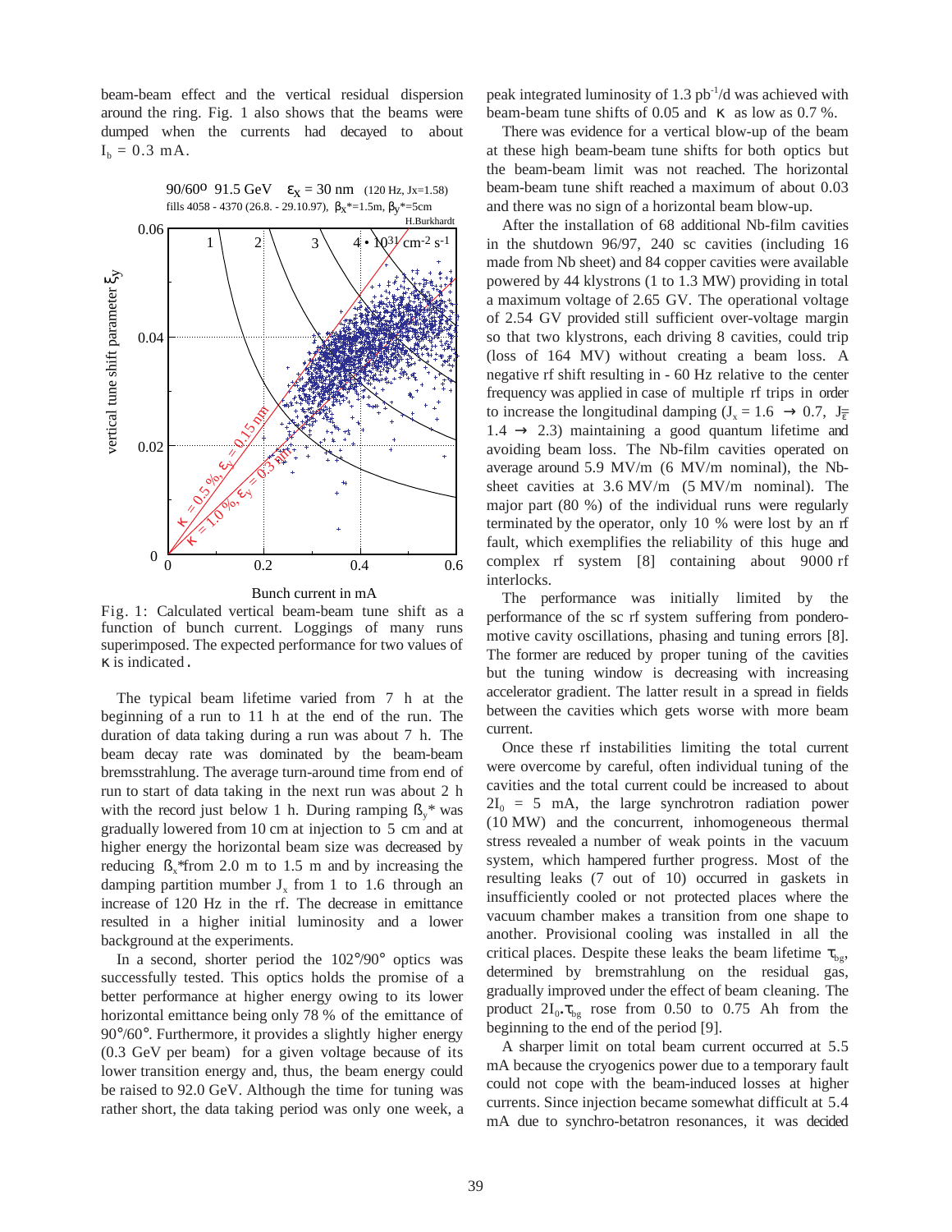beam-beam effect and the vertical residual dispersion around the ring. Fig. 1 also shows that the beams were dumped when the currents had decayed to about $I_b = 0.3$ mA.

90/60° 91.5 GeV $\varepsilon_X$ = 30 nm (120 Hz, Jx=1.58)
fills 4058 - 4370 (26.8. - 29.10.97), $\beta_x$*=1.5m, $\beta_y$*=5cm
H.Burkhardt
0.06
0.04
0.02
0
0 0.2 0.4 0.6
vertical tune shift parameter $\xi_y$
1 2 3 4 • $10^{31}$ cm$^{-2}$ s$^{-1}$
$\kappa$ = 0.5 %, $\varepsilon_y$ = 0.15 nm
$\kappa$ = 1.0 %, $\varepsilon_y$ = 0.3 nm
Bunch current in mA

Fig. 1: Calculated vertical beam-beam tune shift as a function of bunch current. Loggings of many runs superimposed. The expected performance for two values of $\kappa$ is indicated.

The typical beam lifetime varied from 7 h at the beginning of a run to 11 h at the end of the run. The duration of data taking during a run was about 7 h. The beam decay rate was dominated by the beam-beam bremsstrahlung. The average turn-around time from end of run to start of data taking in the next run was about 2 h with the record just below 1 h. During ramping $\beta_y$* was gradually lowered from 10 cm at injection to 5 cm and at higher energy the horizontal beam size was decreased by reducing $\beta_x$*from 2.0 m to 1.5 m and by increasing the damping partition number $J_x$ from 1 to 1.6 through an increase of 120 Hz in the rf. The decrease in emittance resulted in a higher initial luminosity and a lower background at the experiments.

In a second, shorter period the 102°/90° optics was successfully tested. This optics holds the promise of a better performance at higher energy owing to its lower horizontal emittance being only 78 % of the emittance of 90°/60°. Furthermore, it provides a slightly higher energy (0.3 GeV per beam) for a given voltage because of its lower transition energy and, thus, the beam energy could be raised to 92.0 GeV. Although the time for tuning was rather short, the data taking period was only one week, a peak integrated luminosity of 1.3 pb$^{-1}$/d was achieved with beam-beam tune shifts of 0.05 and $\kappa$ as low as 0.7 %.

There was evidence for a vertical blow-up of the beam at these high beam-beam tune shifts for both optics but the beam-beam limit was not reached. The horizontal beam-beam tune shift reached a maximum of about 0.03 and there was no sign of a horizontal beam blow-up.

After the installation of 68 additional Nb-film cavities in the shutdown 96/97, 240 sc cavities (including 16 made from Nb sheet) and 84 copper cavities were available powered by 44 klystrons (1 to 1.3 MW) providing in total a maximum voltage of 2.65 GV. The operational voltage of 2.54 GV provided still sufficient over-voltage margin so that two klystrons, each driving 8 cavities, could trip (loss of 164 MV) without creating a beam loss. A negative rf shift resulting in - 60 Hz relative to the center frequency was applied in case of multiple rf trips in order to increase the longitudinal damping ($J_x = 1.6 \rightarrow 0.7$, $J_\varepsilon = 1.4 \rightarrow 2.3$) maintaining a good quantum lifetime and avoiding beam loss. The Nb-film cavities operated on average around 5.9 MV/m (6 MV/m nominal), the Nb-sheet cavities at 3.6 MV/m (5 MV/m nominal). The major part (80 %) of the individual runs were regularly terminated by the operator, only 10 % were lost by an rf fault, which exemplifies the reliability of this huge and complex rf system [8] containing about 9000 rf interlocks.

The performance was initially limited by the performance of the sc rf system suffering from ponderomotive cavity oscillations, phasing and tuning errors [8]. The former are reduced by proper tuning of the cavities but the tuning window is decreasing with increasing accelerator gradient. The latter result in a spread in fields between the cavities which gets worse with more beam current.

Once these rf instabilities limiting the total current were overcome by careful, often individual tuning of the cavities and the total current could be increased to about $2I_0 = 5$ mA, the large synchrotron radiation power (10 MW) and the concurrent, inhomogeneous thermal stress revealed a number of weak points in the vacuum system, which hampered further progress. Most of the resulting leaks (7 out of 10) occurred in gaskets in insufficiently cooled or not protected places where the vacuum chamber makes a transition from one shape to another. Provisional cooling was installed in all the critical places. Despite these leaks the beam lifetime $\tau_{bg}$, determined by bremstrahlung on the residual gas, gradually improved under the effect of beam cleaning. The product $2I_0 \cdot \tau_{bg}$ rose from 0.50 to 0.75 Ah from the beginning to the end of the period [9].

A sharper limit on total beam current occurred at 5.5 mA because the cryogenics power due to a temporary fault could not cope with the beam-induced losses at higher currents. Since injection became somewhat difficult at 5.4 mA due to synchro-betatron resonances, it was decided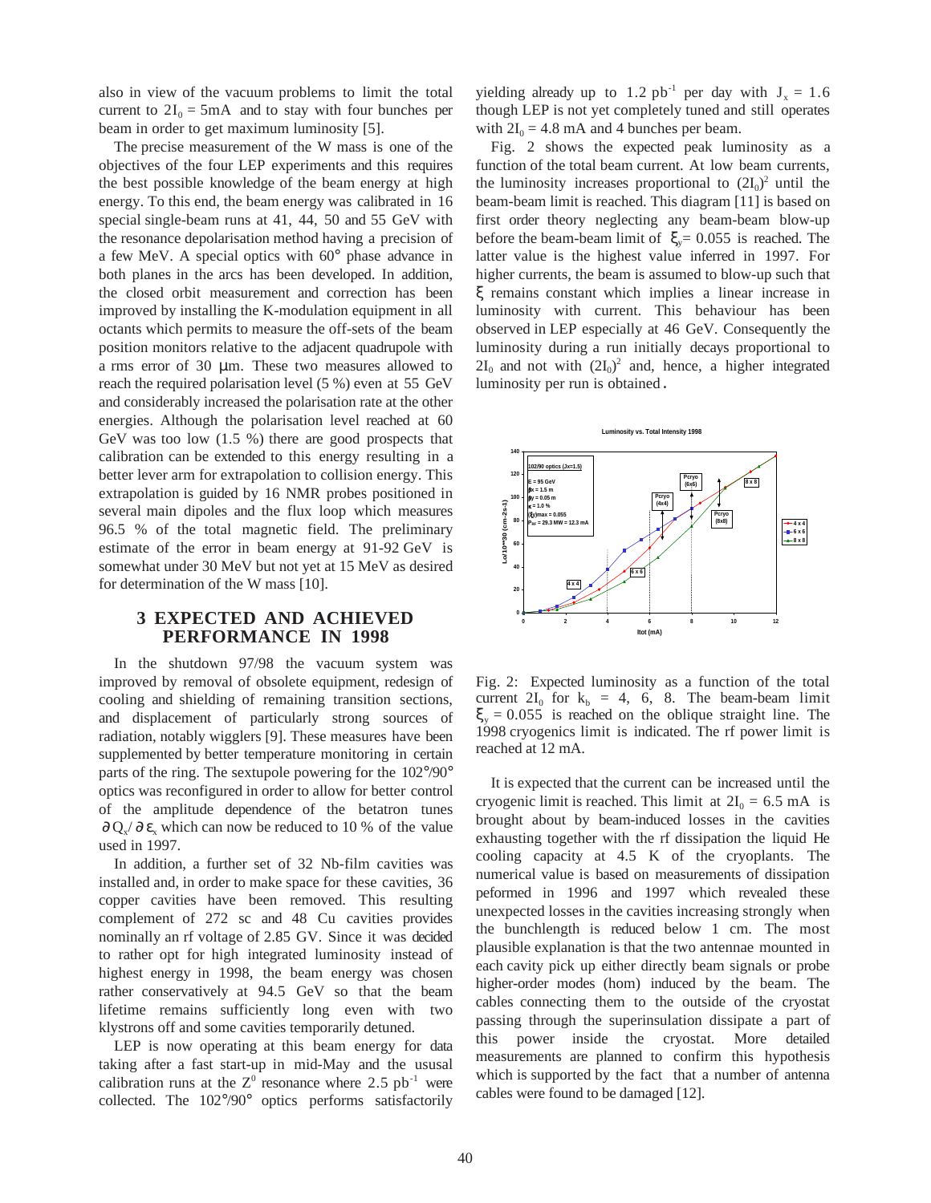also in view of the vacuum problems to limit the total current to $2I_0 = 5$mA and to stay with four bunches per beam in order to get maximum luminosity [5].

The precise measurement of the W mass is one of the objectives of the four LEP experiments and this requires the best possible knowledge of the beam energy at high energy. To this end, the beam energy was calibrated in 16 special single-beam runs at 41, 44, 50 and 55 GeV with the resonance depolarisation method having a precision of a few MeV. A special optics with 60° phase advance in both planes in the arcs has been developed. In addition, the closed orbit measurement and correction has been improved by installing the K-modulation equipment in all octants which permits to measure the off-sets of the beam position monitors relative to the adjacent quadrupole with a rms error of 30 μm. These two measures allowed to reach the required polarisation level (5 %) even at 55 GeV and considerably increased the polarisation rate at the other energies. Although the polarisation level reached at 60 GeV was too low (1.5 %) there are good prospects that calibration can be extended to this energy resulting in a better lever arm for extrapolation to collision energy. This extrapolation is guided by 16 NMR probes positioned in several main dipoles and the flux loop which measures 96.5 % of the total magnetic field. The preliminary estimate of the error in beam energy at 91-92 GeV is somewhat under 30 MeV but not yet at 15 MeV as desired for determination of the W mass [10].

## 3 EXPECTED AND ACHIEVED PERFORMANCE IN 1998

In the shutdown 97/98 the vacuum system was improved by removal of obsolete equipment, redesign of cooling and shielding of remaining transition sections, and displacement of particularly strong sources of radiation, notably wigglers [9]. These measures have been supplemented by better temperature monitoring in certain parts of the ring. The sextupole powering for the 102°/90° optics was reconfigured in order to allow for better control of the amplitude dependence of the betatron tunes $\partial Q_x/\partial \varepsilon_x$ which can now be reduced to 10 % of the value used in 1997.

In addition, a further set of 32 Nb-film cavities was installed and, in order to make space for these cavities, 36 copper cavities have been removed. This resulting complement of 272 sc and 48 Cu cavities provides nominally an rf voltage of 2.85 GV. Since it was decided to rather opt for high integrated luminosity instead of highest energy in 1998, the beam energy was chosen rather conservatively at 94.5 GeV so that the beam lifetime remains sufficiently long even with two klystrons off and some cavities temporarily detuned.

LEP is now operating at this beam energy for data taking after a fast start-up in mid-May and the ususal calibration runs at the $Z^0$ resonance where 2.5 $pb^{-1}$ were collected. The 102°/90° optics performs satisfactorily yielding already up to 1.2 $pb^{-1}$ per day with $J_x = 1.6$ though LEP is not yet completely tuned and still operates with $2I_0 = 4.8$ mA and 4 bunches per beam.

Fig. 2 shows the expected peak luminosity as a function of the total beam current. At low beam currents, the luminosity increases proportional to $(2I_0)^2$ until the beam-beam limit is reached. This diagram [11] is based on first order theory neglecting any beam-beam blow-up before the beam-beam limit of $\xi_y = 0.055$ is reached. The latter value is the highest value inferred in 1997. For higher currents, the beam is assumed to blow-up such that $\xi$ remains constant which implies a linear increase in luminosity with current. This behaviour has been observed in LEP especially at 46 GeV. Consequently the luminosity during a run initially decays proportional to $2I_0$ and not with $(2I_0)^2$ and, hence, a higher integrated luminosity per run is obtained.

Luminosity vs. Total Intensity 1998

102/90 optics (Jx=1.5)
E = 95 GeV
βx = 1.5 m
βy = 0.05 m
κ = 1.0 %
ξy max = 0.055
$P_{RF}$ = 29.3 MW = 12.3 mA

Pcryo (6x6)
Pcryo (4x4)
Pcryo (8x8)
8 x 8
6 x 6
4 x 4

Lo/10**30 (cm-2s-1)
Itot (mA)

0, 20, 40, 60, 80, 100, 120, 140
0, 2, 4, 6, 8, 10, 12

4 x 4
6 x 6
8 x 8

Fig. 2: Expected luminosity as a function of the total current $2I_0$ for $k_b$ = 4, 6, 8. The beam-beam limit $\xi_y = 0.055$ is reached on the oblique straight line. The 1998 cryogenics limit is indicated. The rf power limit is reached at 12 mA.

It is expected that the current can be increased until the cryogenic limit is reached. This limit at $2I_0 = 6.5$ mA is brought about by beam-induced losses in the cavities exhausting together with the rf dissipation the liquid He cooling capacity at 4.5 K of the cryoplants. The numerical value is based on measurements of dissipation peformed in 1996 and 1997 which revealed these unexpected losses in the cavities increasing strongly when the bunchlength is reduced below 1 cm. The most plausible explanation is that the two antennae mounted in each cavity pick up either directly beam signals or probe higher-order modes (hom) induced by the beam. The cables connecting them to the outside of the cryostat passing through the superinsulation dissipate a part of this power inside the cryostat. More detailed measurements are planned to confirm this hypothesis which is supported by the fact that a number of antenna cables were found to be damaged [12].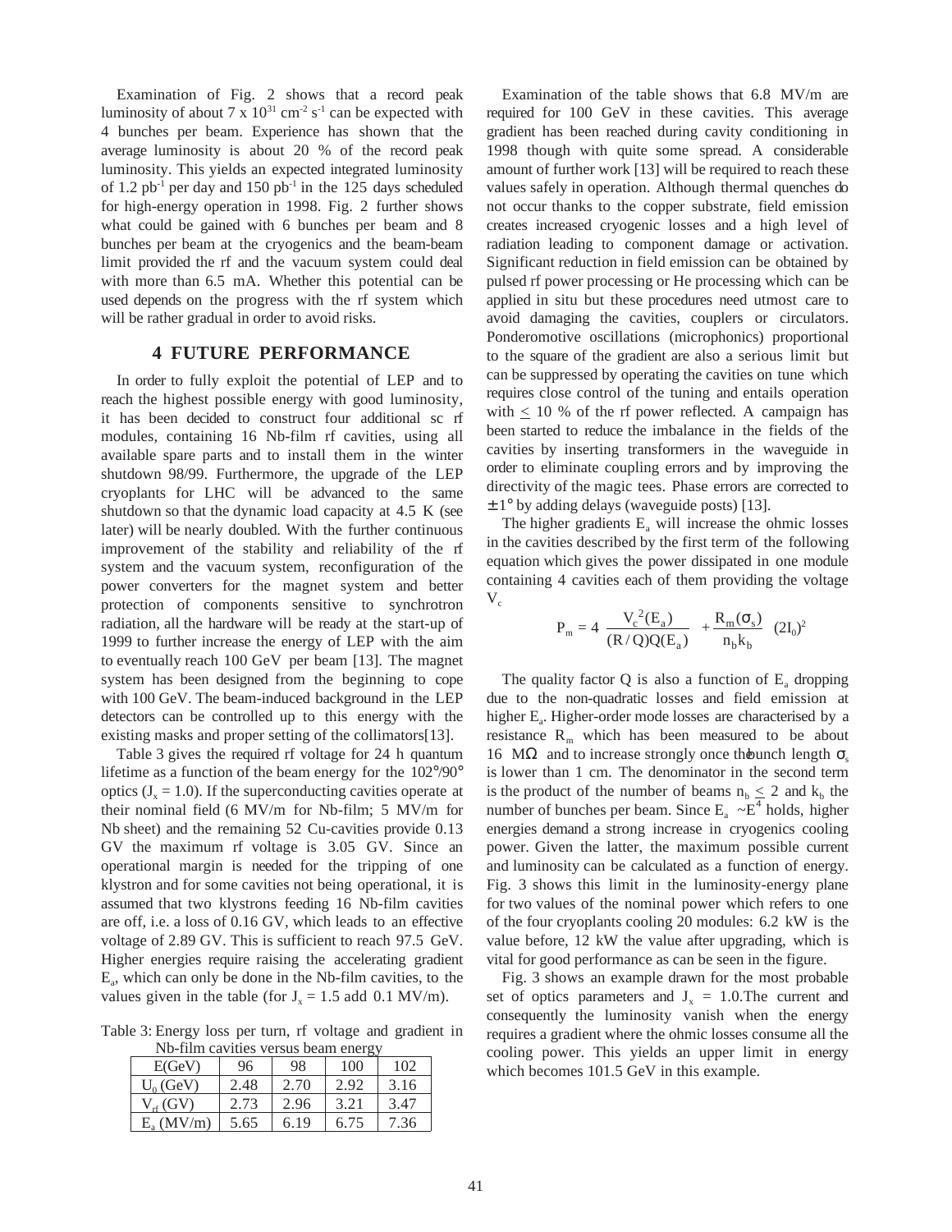Examination of Fig. 2 shows that a record peak luminosity of about 7 x $10^{31}$ $cm^{-2}$ $s^{-1}$ can be expected with 4 bunches per beam. Experience has shown that the average luminosity is about 20 % of the record peak luminosity. This yields an expected integrated luminosity of 1.2 $pb^{-1}$ per day and 150 $pb^{-1}$ in the 125 days scheduled for high-energy operation in 1998. Fig. 2 further shows what could be gained with 6 bunches per beam and 8 bunches per beam at the cryogenics and the beam-beam limit provided the rf and the vacuum system could deal with more than 6.5 mA. Whether this potential can be used depends on the progress with the rf system which will be rather gradual in order to avoid risks.

## 4 FUTURE PERFORMANCE

In order to fully exploit the potential of LEP and to reach the highest possible energy with good luminosity, it has been decided to construct four additional sc rf modules, containing 16 Nb-film rf cavities, using all available spare parts and to install them in the winter shutdown 98/99. Furthermore, the upgrade of the LEP cryoplants for LHC will be advanced to the same shutdown so that the dynamic load capacity at 4.5 K (see later) will be nearly doubled. With the further continuous improvement of the stability and reliability of the rf system and the vacuum system, reconfiguration of the power converters for the magnet system and better protection of components sensitive to synchrotron radiation, all the hardware will be ready at the start-up of 1999 to further increase the energy of LEP with the aim to eventually reach 100 GeV per beam [13]. The magnet system has been designed from the beginning to cope with 100 GeV. The beam-induced background in the LEP detectors can be controlled up to this energy with the existing masks and proper setting of the collimators[13].

Table 3 gives the required rf voltage for 24 h quantum lifetime as a function of the beam energy for the 102°/90° optics ($J_x = 1.0$). If the superconducting cavities operate at their nominal field (6 MV/m for Nb-film; 5 MV/m for Nb sheet) and the remaining 52 Cu-cavities provide 0.13 GV the maximum rf voltage is 3.05 GV. Since an operational margin is needed for the tripping of one klystron and for some cavities not being operational, it is assumed that two klystrons feeding 16 Nb-film cavities are off, i.e. a loss of 0.16 GV, which leads to an effective voltage of 2.89 GV. This is sufficient to reach 97.5 GeV. Higher energies require raising the accelerating gradient $E_a$, which can only be done in the Nb-film cavities, to the values given in the table (for $J_x = 1.5$ add 0.1 MV/m).

Table 3: Energy loss per turn, rf voltage and gradient in Nb-film cavities versus beam energy

| E(GeV) | 96 | 98 | 100 | 102 |
|---|---|---|---|---|
| $U_0$ (GeV) | 2.48 | 2.70 | 2.92 | 3.16 |
| $V_{rf}$ (GV) | 2.73 | 2.96 | 3.21 | 3.47 |
| $E_a$ (MV/m) | 5.65 | 6.19 | 6.75 | 7.36 |

Examination of the table shows that 6.8 MV/m are required for 100 GeV in these cavities. This average gradient has been reached during cavity conditioning in 1998 though with quite some spread. A considerable amount of further work [13] will be required to reach these values safely in operation. Although thermal quenches do not occur thanks to the copper substrate, field emission creates increased cryogenic losses and a high level of radiation leading to component damage or activation. Significant reduction in field emission can be obtained by pulsed rf power processing or He processing which can be applied in situ but these procedures need utmost care to avoid damaging the cavities, couplers or circulators. Ponderomotive oscillations (microphonics) proportional to the square of the gradient are also a serious limit but can be suppressed by operating the cavities on tune which requires close control of the tuning and entails operation with $\leq$ 10 % of the rf power reflected. A campaign has been started to reduce the imbalance in the fields of the cavities by inserting transformers in the waveguide in order to eliminate coupling errors and by improving the directivity of the magic tees. Phase errors are corrected to $\pm 1°$ by adding delays (waveguide posts) [13].

The higher gradients $E_a$ will increase the ohmic losses in the cavities described by the first term of the following equation which gives the power dissipated in one module containing 4 cavities each of them providing the voltage $V_c$

$$P_m = 4 \frac{V_c^2(E_a)}{(R/Q)Q(E_a)} + \frac{R_m(\sigma_s)}{n_b k_b}(2I_0)^2$$

The quality factor Q is also a function of $E_a$ dropping due to the non-quadratic losses and field emission at higher $E_a$. Higher-order mode losses are characterised by a resistance $R_m$ which has been measured to be about 16 MΩ and to increase strongly once the bunch length $\sigma_s$ is lower than 1 cm. The denominator in the second term is the product of the number of beams $n_b \leq 2$ and $k_b$ the number of bunches per beam. Since $E_a \sim E^4$ holds, higher energies demand a strong increase in cryogenics cooling power. Given the latter, the maximum possible current and luminosity can be calculated as a function of energy. Fig. 3 shows this limit in the luminosity-energy plane for two values of the nominal power which refers to one of the four cryoplants cooling 20 modules: 6.2 kW is the value before, 12 kW the value after upgrading, which is vital for good performance as can be seen in the figure.

Fig. 3 shows an example drawn for the most probable set of optics parameters and $J_x = 1.0$. The current and consequently the luminosity vanish when the energy requires a gradient where the ohmic losses consume all the cooling power. This yields an upper limit in energy which becomes 101.5 GeV in this example.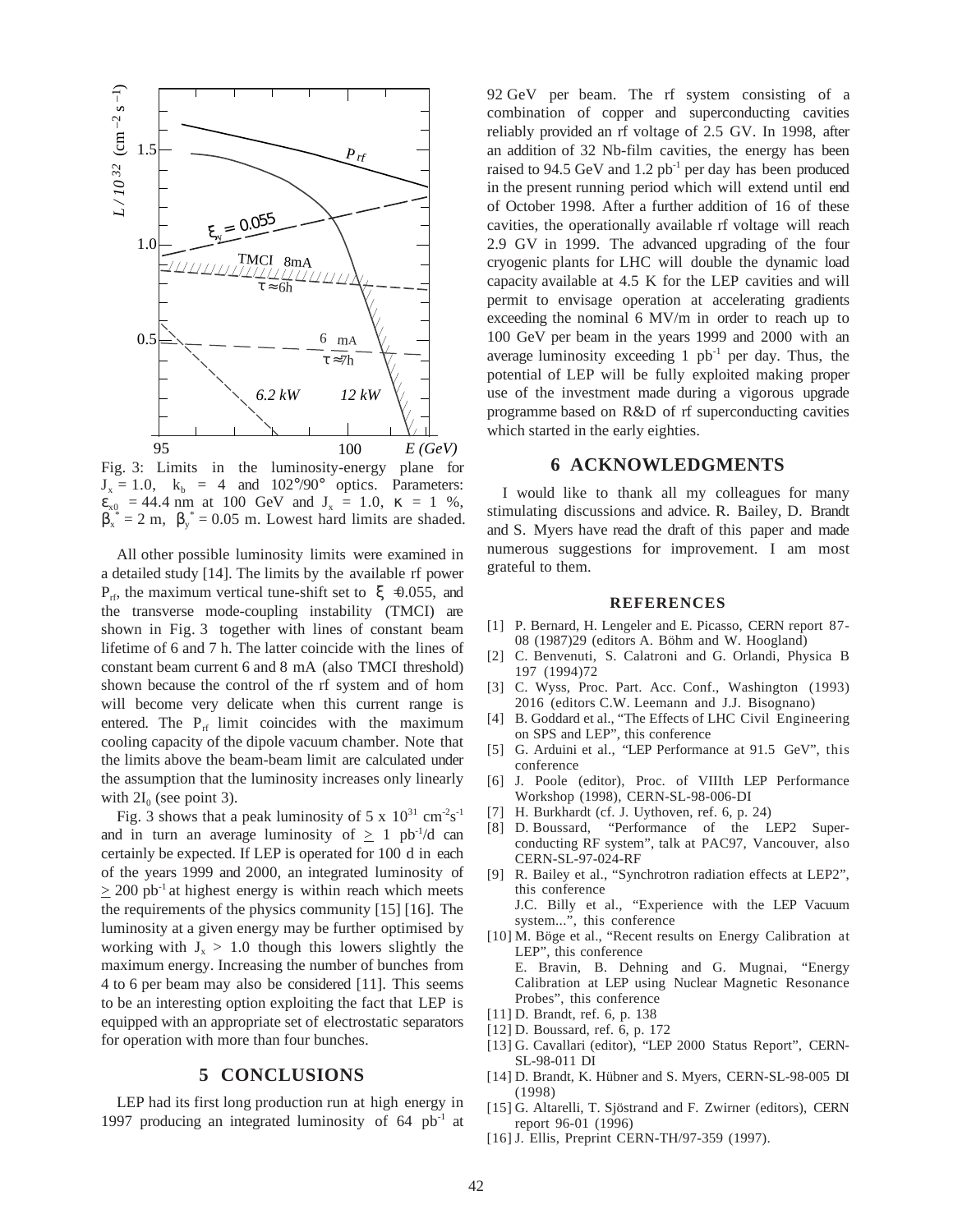L / 10^32 (cm^−2 s^−1)

1.5

1.0

0.5

95

100

E (GeV)

$P_{rf}$

$\xi_y = 0.055$

TMCI 8mA

$\tau \approx 6$h

6 mA

$\tau \approx 7$h

6.2 kW

12 kW

Fig. 3: Limits in the luminosity-energy plane for $J_x = 1.0$, $k_b = 4$ and 102°/90° optics. Parameters: $\varepsilon_{x0} = 44.4$ nm at 100 GeV and $J_x = 1.0$, $\kappa = 1$ %, $\beta_x^* = 2$ m, $\beta_y^* = 0.05$ m. Lowest hard limits are shaded.

All other possible luminosity limits were examined in a detailed study [14]. The limits by the available rf power $P_{rf}$, the maximum vertical tune-shift set to $\xi = 0.055$, and the transverse mode-coupling instability (TMCI) are shown in Fig. 3 together with lines of constant beam lifetime of 6 and 7 h. The latter coincide with the lines of constant beam current 6 and 8 mA (also TMCI threshold) shown because the control of the rf system and of hom will become very delicate when this current range is entered. The $P_{rf}$ limit coincides with the maximum cooling capacity of the dipole vacuum chamber. Note that the limits above the beam-beam limit are calculated under the assumption that the luminosity increases only linearly with $2I_0$ (see point 3).

Fig. 3 shows that a peak luminosity of 5 x $10^{31}$ cm$^{-2}$s$^{-1}$ and in turn an average luminosity of $\geq$ 1 pb$^{-1}$/d can certainly be expected. If LEP is operated for 100 d in each of the years 1999 and 2000, an integrated luminosity of $\geq$ 200 pb$^{-1}$ at highest energy is within reach which meets the requirements of the physics community [15] [16]. The luminosity at a given energy may be further optimised by working with $J_x > 1.0$ though this lowers slightly the maximum energy. Increasing the number of bunches from 4 to 6 per beam may also be considered [11]. This seems to be an interesting option exploiting the fact that LEP is equipped with an appropriate set of electrostatic separators for operation with more than four bunches.

## 5 CONCLUSIONS

LEP had its first long production run at high energy in 1997 producing an integrated luminosity of 64 pb$^{-1}$ at 92 GeV per beam. The rf system consisting of a combination of copper and superconducting cavities reliably provided an rf voltage of 2.5 GV. In 1998, after an addition of 32 Nb-film cavities, the energy has been raised to 94.5 GeV and 1.2 pb$^{-1}$ per day has been produced in the present running period which will extend until end of October 1998. After a further addition of 16 of these cavities, the operationally available rf voltage will reach 2.9 GV in 1999. The advanced upgrading of the four cryogenic plants for LHC will double the dynamic load capacity available at 4.5 K for the LEP cavities and will permit to envisage operation at accelerating gradients exceeding the nominal 6 MV/m in order to reach up to 100 GeV per beam in the years 1999 and 2000 with an average luminosity exceeding 1 pb$^{-1}$ per day. Thus, the potential of LEP will be fully exploited making proper use of the investment made during a vigorous upgrade programme based on R&D of rf superconducting cavities which started in the early eighties.

## 6 ACKNOWLEDGMENTS

I would like to thank all my colleagues for many stimulating discussions and advice. R. Bailey, D. Brandt and S. Myers have read the draft of this paper and made numerous suggestions for improvement. I am most grateful to them.

### REFERENCES

[1] P. Bernard, H. Lengeler and E. Picasso, CERN report 87-08 (1987)29 (editors A. Böhm and W. Hoogland)

[2] C. Benvenuti, S. Calatroni and G. Orlandi, Physica B 197 (1994)72

[3] C. Wyss, Proc. Part. Acc. Conf., Washington (1993) 2016 (editors C.W. Leemann and J.J. Bisognano)

[4] B. Goddard et al., "The Effects of LHC Civil Engineering on SPS and LEP", this conference

[5] G. Arduini et al., "LEP Performance at 91.5 GeV", this conference

[6] J. Poole (editor), Proc. of VIIIth LEP Performance Workshop (1998), CERN-SL-98-006-DI

[7] H. Burkhardt (cf. J. Uythoven, ref. 6, p. 24)

[8] D. Boussard, "Performance of the LEP2 Superconducting RF system", talk at PAC97, Vancouver, also CERN-SL-97-024-RF

[9] R. Bailey et al., "Synchrotron radiation effects at LEP2", this conference
J.C. Billy et al., "Experience with the LEP Vacuum system...", this conference

[10] M. Böge et al., "Recent results on Energy Calibration at LEP", this conference
E. Bravin, B. Dehning and G. Mugnai, "Energy Calibration at LEP using Nuclear Magnetic Resonance Probes", this conference

[11] D. Brandt, ref. 6, p. 138

[12] D. Boussard, ref. 6, p. 172

[13] G. Cavallari (editor), "LEP 2000 Status Report", CERN-SL-98-011 DI

[14] D. Brandt, K. Hübner and S. Myers, CERN-SL-98-005 DI (1998)

[15] G. Altarelli, T. Sjöstrand and F. Zwirner (editors), CERN report 96-01 (1996)

[16] J. Ellis, Preprint CERN-TH/97-359 (1997).